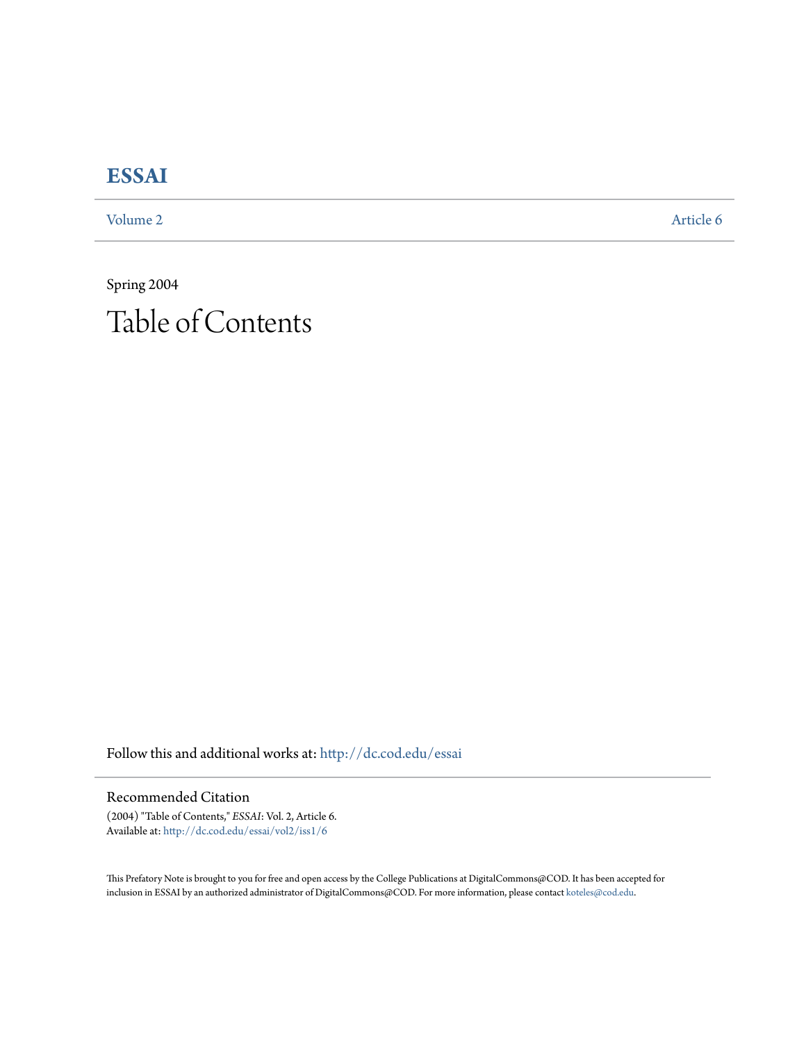# ESSAI

Volume 2 | Article 6

Spring 2004

# Table of Contents

Follow this and additional works at: http://dc.cod.edu/essai

## Recommended Citation

(2004) "Table of Contents," *ESSAI*: Vol. 2, Article 6.
Available at: http://dc.cod.edu/essai/vol2/iss1/6

This Prefatory Note is brought to you for free and open access by the College Publications at DigitalCommons@COD. It has been accepted for inclusion in ESSAI by an authorized administrator of DigitalCommons@COD. For more information, please contact koteles@cod.edu.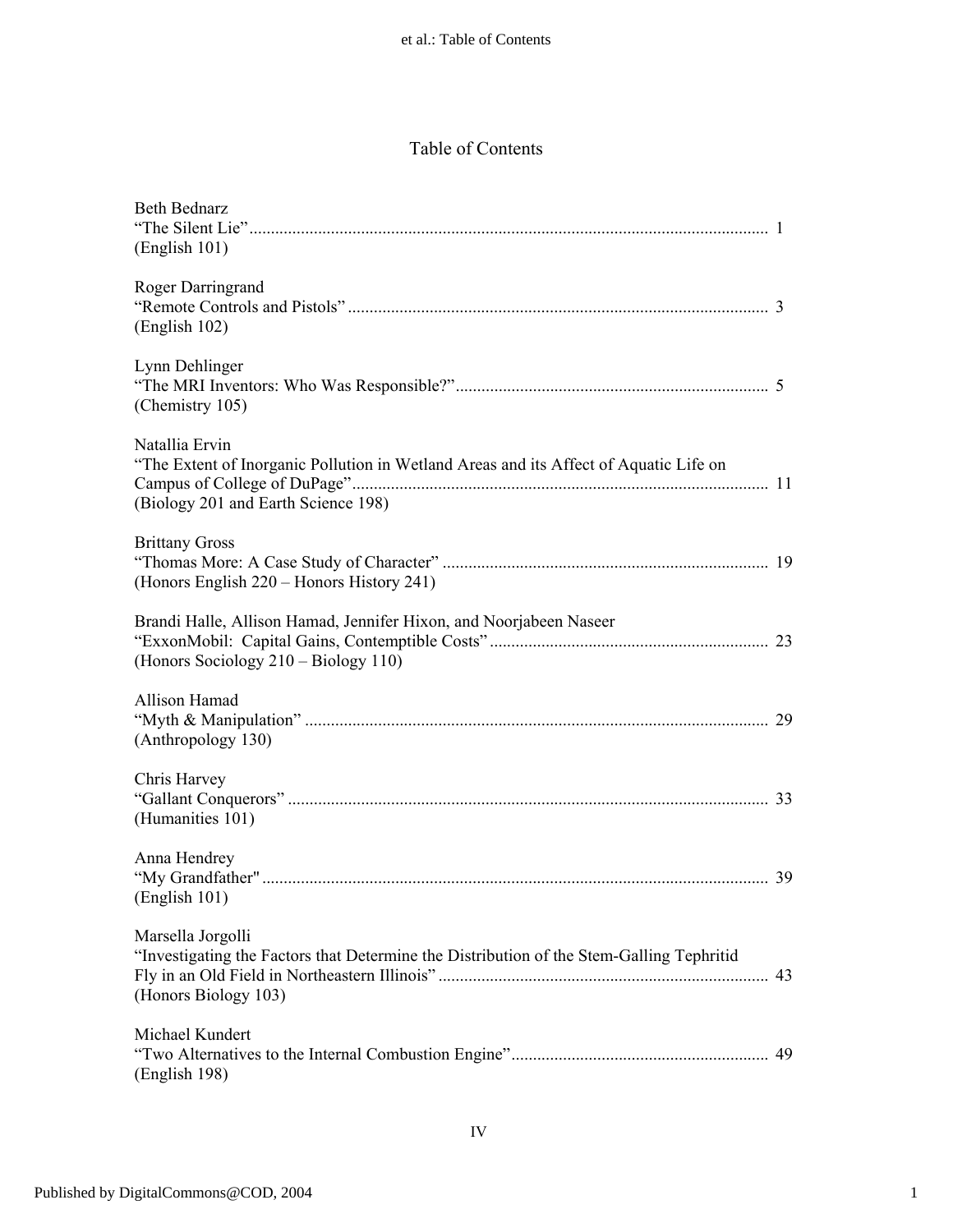# Table of Contents

Beth Bednarz
"The Silent Lie" ........................................................................................................... 1
(English 101)

Roger Darringrand
"Remote Controls and Pistols" ................................................................................... 3
(English 102)

Lynn Dehlinger
"The MRI Inventors: Who Was Responsible?" ......................................................... 5
(Chemistry 105)

Natallia Ervin
"The Extent of Inorganic Pollution in Wetland Areas and its Affect of Aquatic Life on Campus of College of DuPage" ................................................................................ 11
(Biology 201 and Earth Science 198)

Brittany Gross
"Thomas More: A Case Study of Character" ........................................................... 19
(Honors English 220 – Honors History 241)

Brandi Halle, Allison Hamad, Jennifer Hixon, and Noorjabeen Naseer
"ExxonMobil: Capital Gains, Contemptible Costs" ................................................. 23
(Honors Sociology 210 – Biology 110)

Allison Hamad
"Myth & Manipulation" ........................................................................................... 29
(Anthropology 130)

Chris Harvey
"Gallant Conquerors" ................................................................................................ 33
(Humanities 101)

Anna Hendrey
"My Grandfather" ..................................................................................................... 39
(English 101)

Marsella Jorgolli
"Investigating the Factors that Determine the Distribution of the Stem-Galling Tephritid Fly in an Old Field in Northeastern Illinois" ............................................................ 43
(Honors Biology 103)

Michael Kundert
"Two Alternatives to the Internal Combustion Engine" ............................................ 49
(English 198)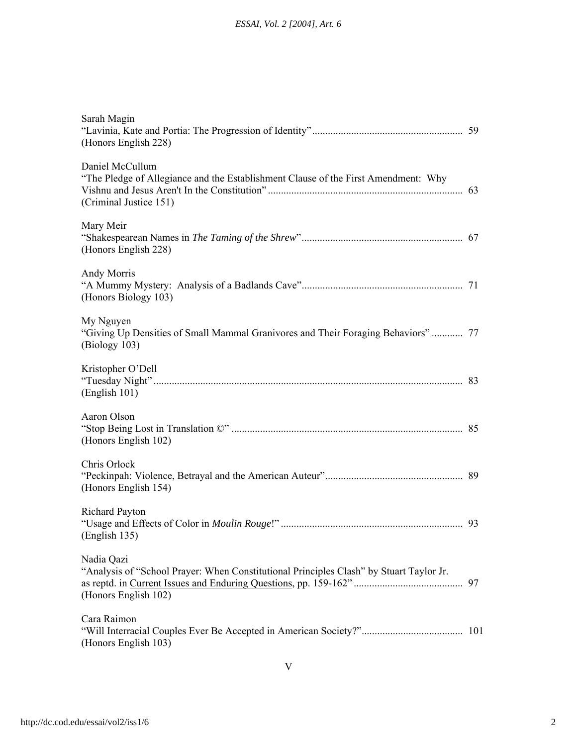Sarah Magin
"Lavinia, Kate and Portia: The Progression of Identity" .......................................................... 59
(Honors English 228)

Daniel McCullum
"The Pledge of Allegiance and the Establishment Clause of the First Amendment: Why Vishnu and Jesus Aren't In the Constitution" .......................................................................... 63
(Criminal Justice 151)

Mary Meir
"Shakespearean Names in *The Taming of the Shrew*" ............................................................. 67
(Honors English 228)

Andy Morris
"A Mummy Mystery: Analysis of a Badlands Cave" ............................................................. 71
(Honors Biology 103)

My Nguyen
"Giving Up Densities of Small Mammal Granivores and Their Foraging Behaviors" ............ 77
(Biology 103)

Kristopher O'Dell
"Tuesday Night" ...................................................................................................................... 83
(English 101)

Aaron Olson
"Stop Being Lost in Translation ©" ........................................................................................ 85
(Honors English 102)

Chris Orlock
"Peckinpah: Violence, Betrayal and the American Auteur" .................................................... 89
(Honors English 154)

Richard Payton
"Usage and Effects of Color in *Moulin Rouge*!" ..................................................................... 93
(English 135)

Nadia Qazi
"Analysis of "School Prayer: When Constitutional Principles Clash" by Stuart Taylor Jr. as reptd. in Current Issues and Enduring Questions, pp. 159-162" .......................................... 97
(Honors English 102)

Cara Raimon
"Will Interracial Couples Ever Be Accepted in American Society?" ....................................... 101
(Honors English 103)

V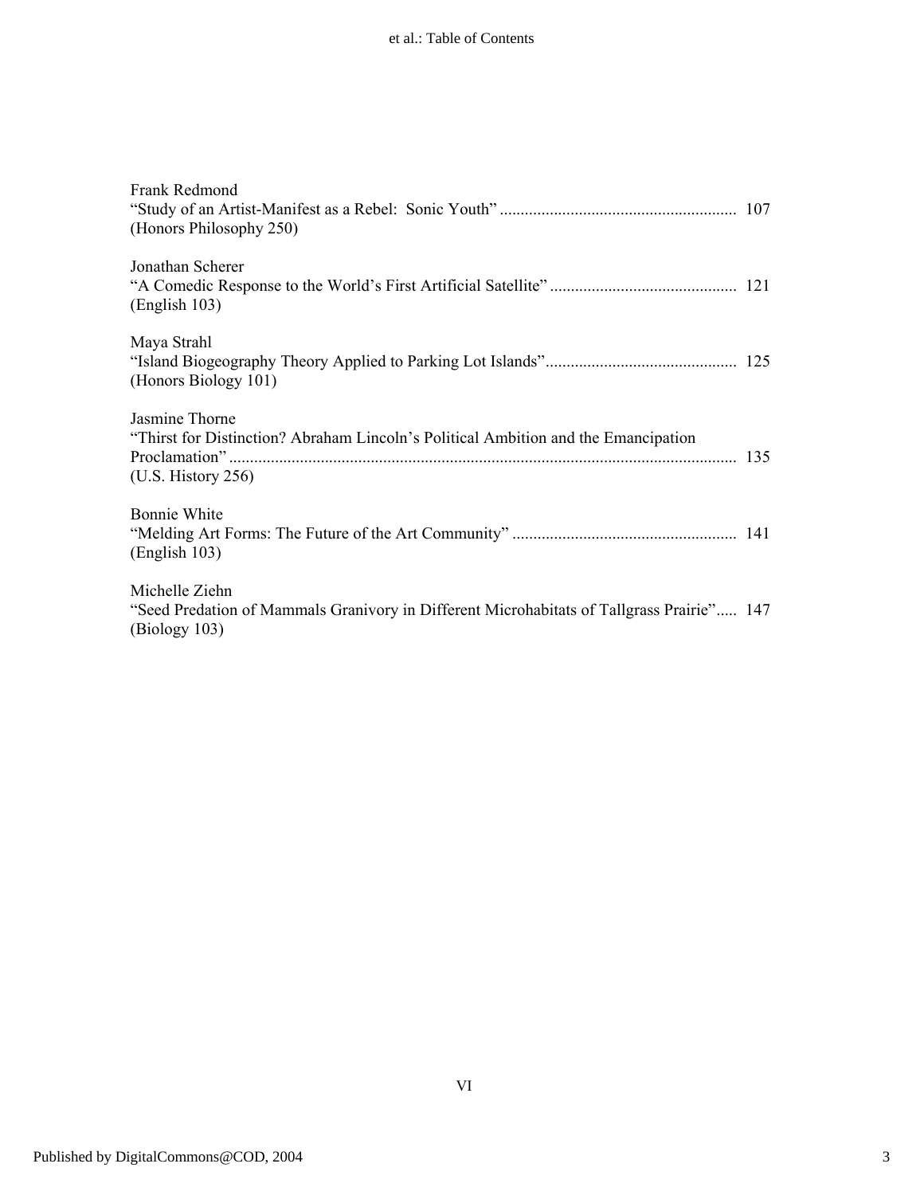Frank Redmond
"Study of an Artist-Manifest as a Rebel: Sonic Youth" ........................................................ 107
(Honors Philosophy 250)

Jonathan Scherer
"A Comedic Response to the World's First Artificial Satellite" ............................................ 121
(English 103)

Maya Strahl
"Island Biogeography Theory Applied to Parking Lot Islands"............................................. 125
(Honors Biology 101)

Jasmine Thorne
"Thirst for Distinction? Abraham Lincoln's Political Ambition and the Emancipation Proclamation" ........................................................................................................................ 135
(U.S. History 256)

Bonnie White
"Melding Art Forms: The Future of the Art Community" ..................................................... 141
(English 103)

Michelle Ziehn
"Seed Predation of Mammals Granivory in Different Microhabitats of Tallgrass Prairie"..... 147
(Biology 103)